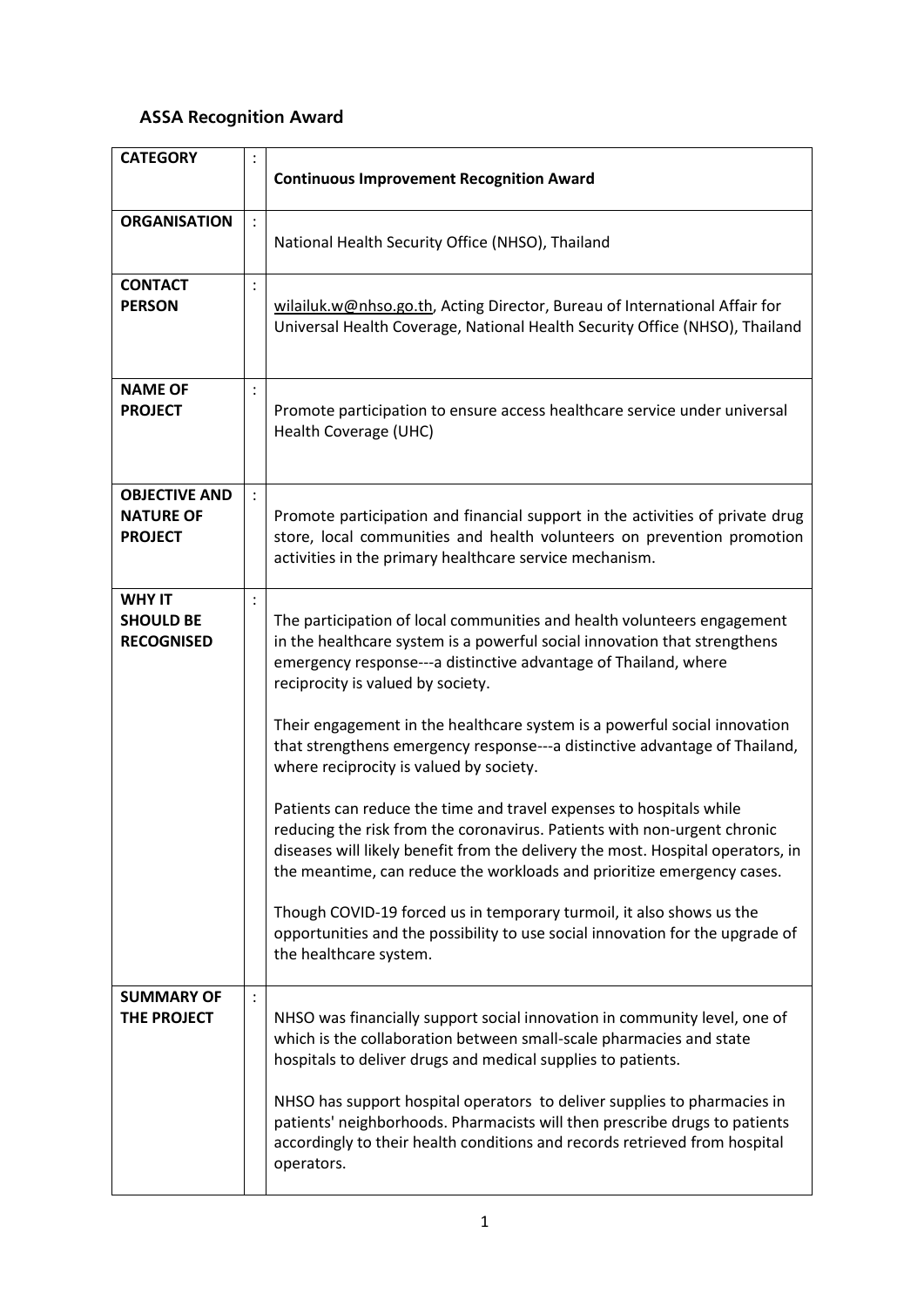## ASSA Recognition Award

| | | |
|---|---|---|
| **CATEGORY** | : | **Continuous Improvement Recognition Award** |
| **ORGANISATION** | : | National Health Security Office (NHSO), Thailand |
| **CONTACT PERSON** | : | wilailuk.w@nhso.go.th, Acting Director, Bureau of International Affair for Universal Health Coverage, National Health Security Office (NHSO), Thailand |
| **NAME OF PROJECT** | : | Promote participation to ensure access healthcare service under universal Health Coverage (UHC) |
| **OBJECTIVE AND NATURE OF PROJECT** | : | Promote participation and financial support in the activities of private drug store, local communities and health volunteers on prevention promotion activities in the primary healthcare service mechanism. |
| **WHY IT SHOULD BE RECOGNISED** | : | The participation of local communities and health volunteers engagement in the healthcare system is a powerful social innovation that strengthens emergency response---a distinctive advantage of Thailand, where reciprocity is valued by society.<br><br>Their engagement in the healthcare system is a powerful social innovation that strengthens emergency response---a distinctive advantage of Thailand, where reciprocity is valued by society.<br><br>Patients can reduce the time and travel expenses to hospitals while reducing the risk from the coronavirus. Patients with non-urgent chronic diseases will likely benefit from the delivery the most. Hospital operators, in the meantime, can reduce the workloads and prioritize emergency cases.<br><br>Though COVID-19 forced us in temporary turmoil, it also shows us the opportunities and the possibility to use social innovation for the upgrade of the healthcare system. |
| **SUMMARY OF THE PROJECT** | : | NHSO was financially support social innovation in community level, one of which is the collaboration between small-scale pharmacies and state hospitals to deliver drugs and medical supplies to patients.<br><br>NHSO has support hospital operators to deliver supplies to pharmacies in patients' neighborhoods. Pharmacists will then prescribe drugs to patients accordingly to their health conditions and records retrieved from hospital operators. |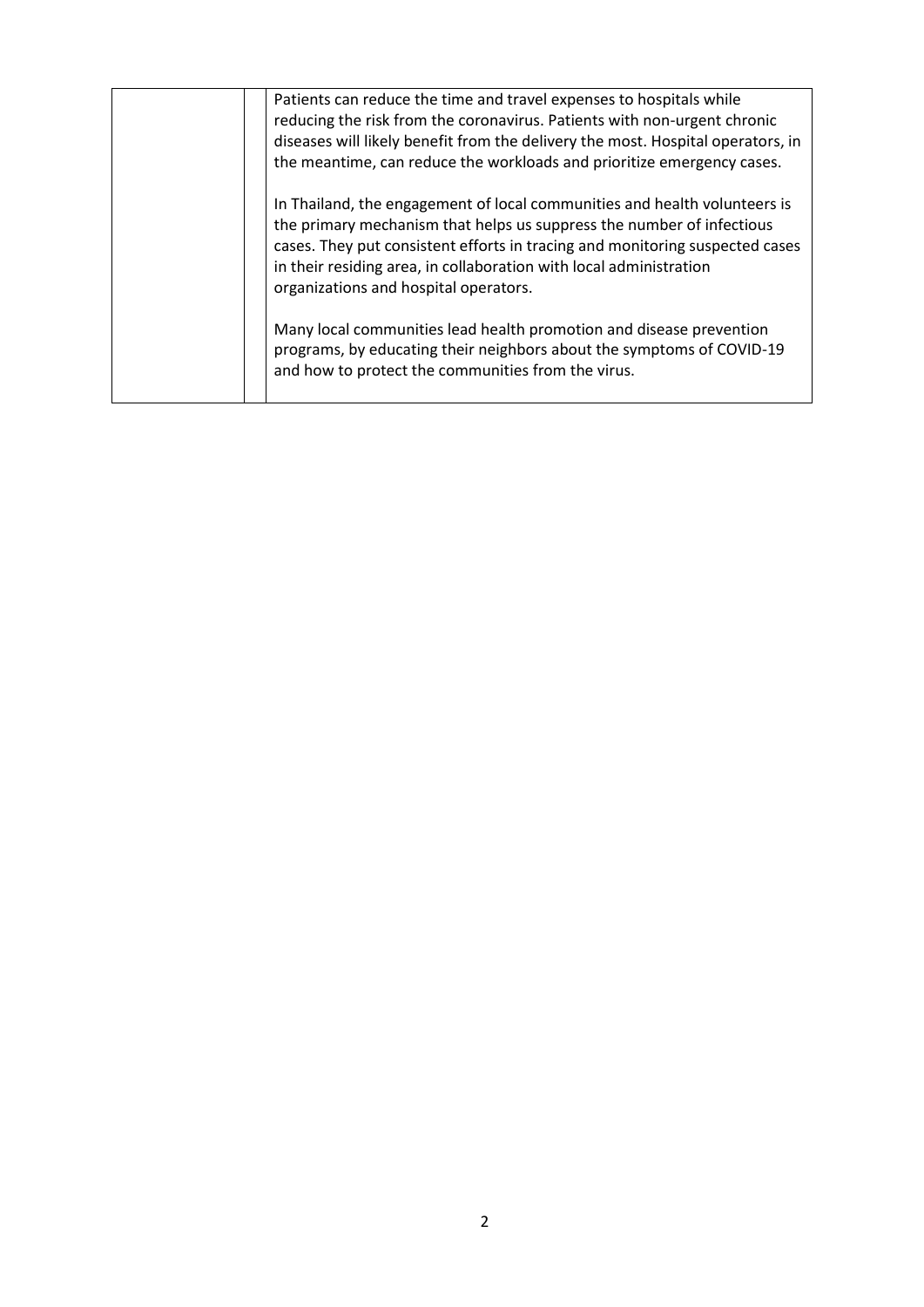| | | |
|---|---|---|
| | | Patients can reduce the time and travel expenses to hospitals while reducing the risk from the coronavirus. Patients with non-urgent chronic diseases will likely benefit from the delivery the most. Hospital operators, in the meantime, can reduce the workloads and prioritize emergency cases.<br><br>In Thailand, the engagement of local communities and health volunteers is the primary mechanism that helps us suppress the number of infectious cases. They put consistent efforts in tracing and monitoring suspected cases in their residing area, in collaboration with local administration organizations and hospital operators.<br><br>Many local communities lead health promotion and disease prevention programs, by educating their neighbors about the symptoms of COVID-19 and how to protect the communities from the virus. |